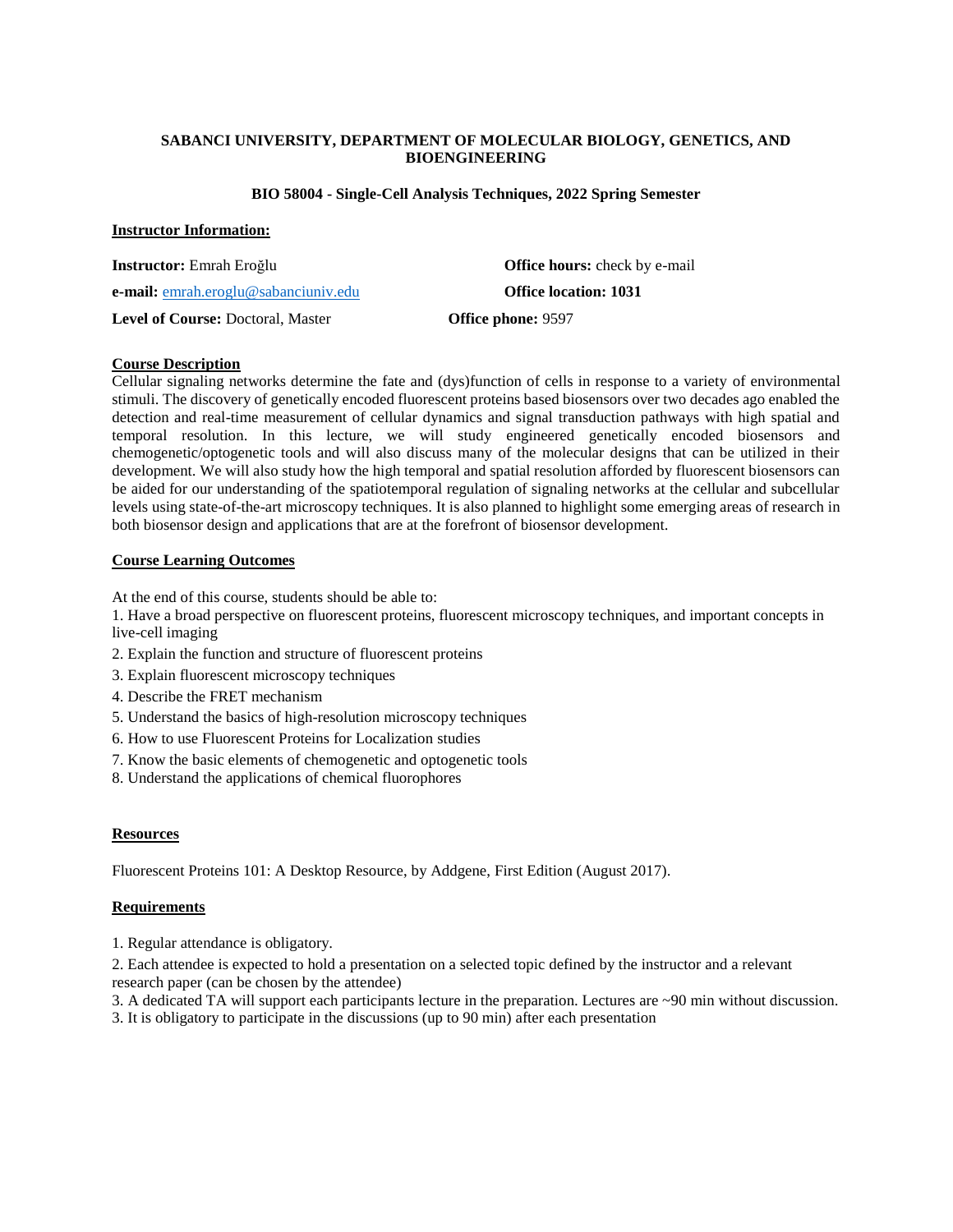**SABANCI UNIVERSITY, DEPARTMENT OF MOLECULAR BIOLOGY, GENETICS, AND BIOENGINEERING**

**BIO 58004 - Single-Cell Analysis Techniques, 2022 Spring Semester**

## Instructor Information:

**Instructor:** Emrah Eroğlu

**e-mail:** emrah.eroglu@sabanciuniv.edu

**Level of Course:** Doctoral, Master

**Office hours:** check by e-mail

**Office location: 1031**

**Office phone:** 9597

## Course Description

Cellular signaling networks determine the fate and (dys)function of cells in response to a variety of environmental stimuli. The discovery of genetically encoded fluorescent proteins based biosensors over two decades ago enabled the detection and real-time measurement of cellular dynamics and signal transduction pathways with high spatial and temporal resolution. In this lecture, we will study engineered genetically encoded biosensors and chemogenetic/optogenetic tools and will also discuss many of the molecular designs that can be utilized in their development. We will also study how the high temporal and spatial resolution afforded by fluorescent biosensors can be aided for our understanding of the spatiotemporal regulation of signaling networks at the cellular and subcellular levels using state-of-the-art microscopy techniques. It is also planned to highlight some emerging areas of research in both biosensor design and applications that are at the forefront of biosensor development.

## Course Learning Outcomes

At the end of this course, students should be able to:

1. Have a broad perspective on fluorescent proteins, fluorescent microscopy techniques, and important concepts in live-cell imaging
2. Explain the function and structure of fluorescent proteins
3. Explain fluorescent microscopy techniques
4. Describe the FRET mechanism
5. Understand the basics of high-resolution microscopy techniques
6. How to use Fluorescent Proteins for Localization studies
7. Know the basic elements of chemogenetic and optogenetic tools
8. Understand the applications of chemical fluorophores

## Resources

Fluorescent Proteins 101: A Desktop Resource, by Addgene, First Edition (August 2017).

## Requirements

1. Regular attendance is obligatory.
2. Each attendee is expected to hold a presentation on a selected topic defined by the instructor and a relevant research paper (can be chosen by the attendee)
3. A dedicated TA will support each participants lecture in the preparation. Lectures are ~90 min without discussion.
3. It is obligatory to participate in the discussions (up to 90 min) after each presentation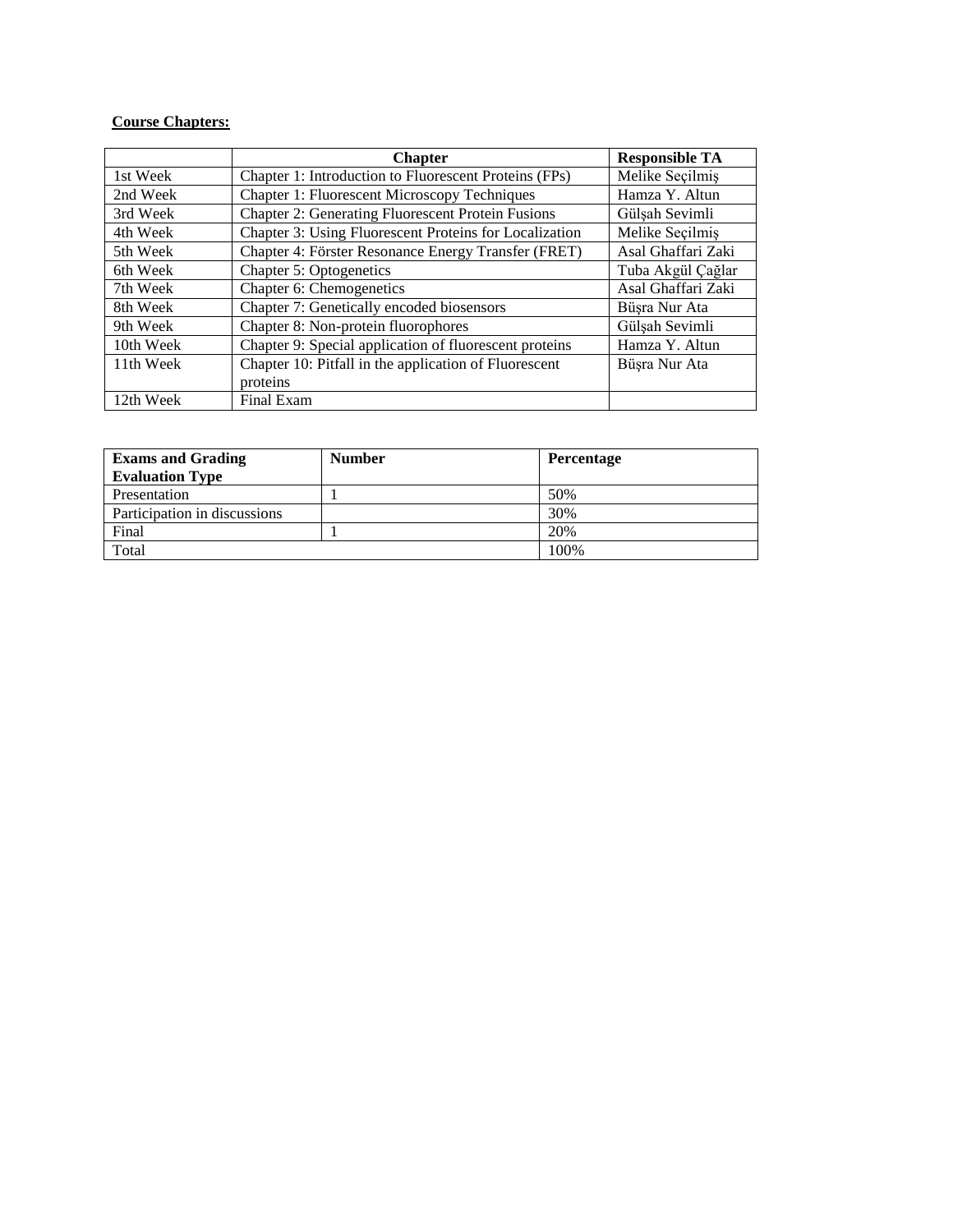**Course Chapters:**

| | Chapter | Responsible TA |
|---|---|---|
| 1st Week | Chapter 1: Introduction to Fluorescent Proteins (FPs) | Melike Seçilmiş |
| 2nd Week | Chapter 1: Fluorescent Microscopy Techniques | Hamza Y. Altun |
| 3rd Week | Chapter 2: Generating Fluorescent Protein Fusions | Gülşah Sevimli |
| 4th Week | Chapter 3: Using Fluorescent Proteins for Localization | Melike Seçilmiş |
| 5th Week | Chapter 4: Förster Resonance Energy Transfer (FRET) | Asal Ghaffari Zaki |
| 6th Week | Chapter 5: Optogenetics | Tuba Akgül Çağlar |
| 7th Week | Chapter 6: Chemogenetics | Asal Ghaffari Zaki |
| 8th Week | Chapter 7: Genetically encoded biosensors | Büşra Nur Ata |
| 9th Week | Chapter 8: Non-protein fluorophores | Gülşah Sevimli |
| 10th Week | Chapter 9: Special application of fluorescent proteins | Hamza Y. Altun |
| 11th Week | Chapter 10: Pitfall in the application of Fluorescent proteins | Büşra Nur Ata |
| 12th Week | Final Exam | |

| Exams and Grading Evaluation Type | Number | Percentage |
|---|---|---|
| Presentation | 1 | 50% |
| Participation in discussions | | 30% |
| Final | 1 | 20% |
| Total | | 100% |